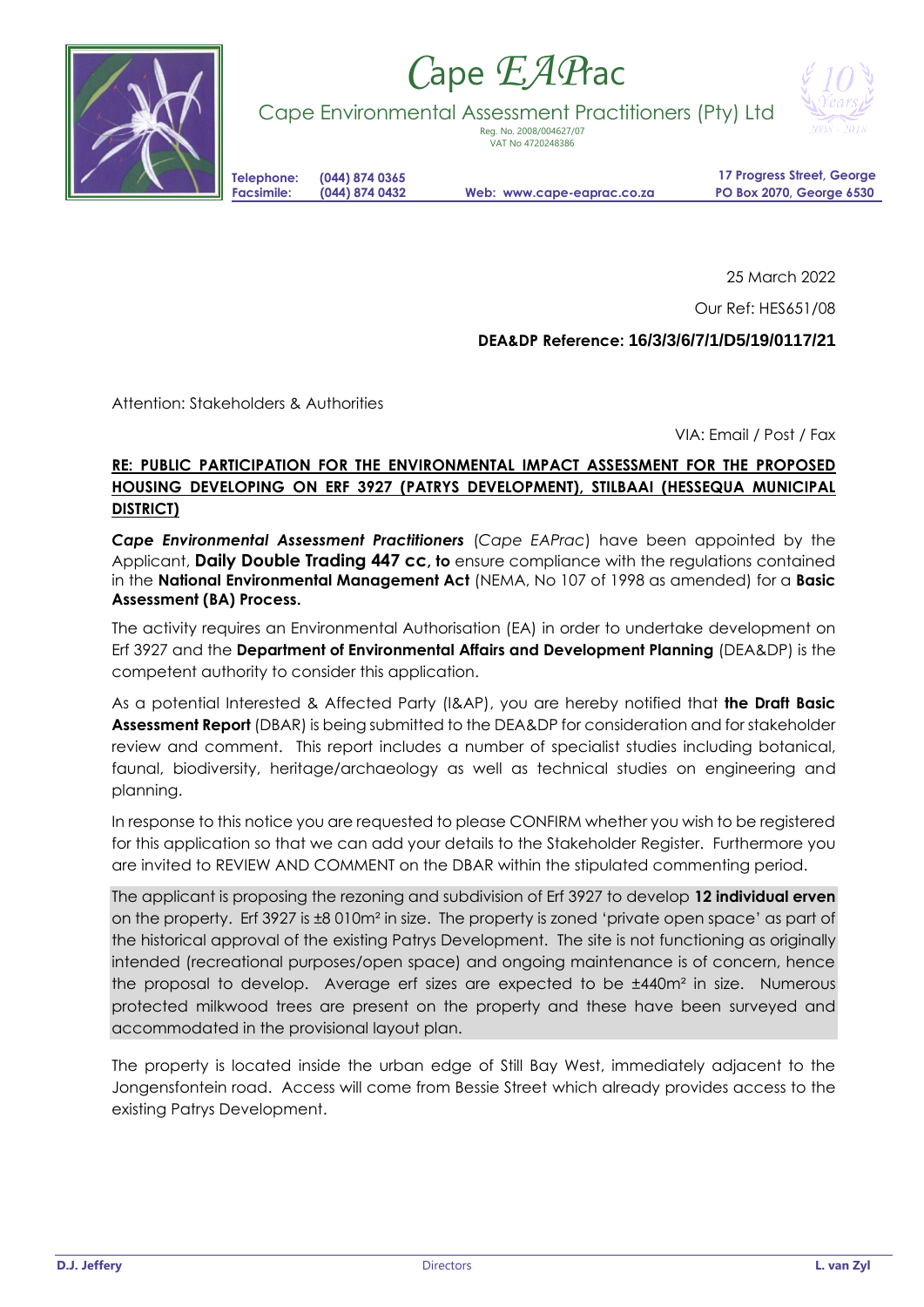# Cape EAPrac

Cape Environmental Assessment Practitioners (Pty) Ltd
Reg. No. 2008/004627/07
VAT No 4720248386

**Telephone:** **(044) 874 0365**
**Facsimile:** **(044) 874 0432**
**Web: www.cape-eaprac.co.za**
**17 Progress Street, George**
**PO Box 2070, George 6530**

25 March 2022

Our Ref: HES651/08

**DEA&DP Reference: 16/3/3/6/7/1/D5/19/0117/21**

Attention: Stakeholders & Authorities

VIA: Email / Post / Fax

**RE: PUBLIC PARTICIPATION FOR THE ENVIRONMENTAL IMPACT ASSESSMENT FOR THE PROPOSED HOUSING DEVELOPING ON ERF 3927 (PATRYS DEVELOPMENT), STILBAAI (HESSEQUA MUNICIPAL DISTRICT)**

***Cape Environmental Assessment Practitioners*** (*Cape EAPrac*) have been appointed by the Applicant, **Daily Double Trading 447 cc, to** ensure compliance with the regulations contained in the **National Environmental Management Act** (NEMA, No 107 of 1998 as amended) for a **Basic Assessment (BA) Process.**

The activity requires an Environmental Authorisation (EA) in order to undertake development on Erf 3927 and the **Department of Environmental Affairs and Development Planning** (DEA&DP) is the competent authority to consider this application.

As a potential Interested & Affected Party (I&AP), you are hereby notified that **the Draft Basic Assessment Report** (DBAR) is being submitted to the DEA&DP for consideration and for stakeholder review and comment. This report includes a number of specialist studies including botanical, faunal, biodiversity, heritage/archaeology as well as technical studies on engineering and planning.

In response to this notice you are requested to please CONFIRM whether you wish to be registered for this application so that we can add your details to the Stakeholder Register. Furthermore you are invited to REVIEW AND COMMENT on the DBAR within the stipulated commenting period.

The applicant is proposing the rezoning and subdivision of Erf 3927 to develop **12 individual erven** on the property. Erf 3927 is ±8 010m² in size. The property is zoned 'private open space' as part of the historical approval of the existing Patrys Development. The site is not functioning as originally intended (recreational purposes/open space) and ongoing maintenance is of concern, hence the proposal to develop. Average erf sizes are expected to be ±440m² in size. Numerous protected milkwood trees are present on the property and these have been surveyed and accommodated in the provisional layout plan.

The property is located inside the urban edge of Still Bay West, immediately adjacent to the Jongensfontein road. Access will come from Bessie Street which already provides access to the existing Patrys Development.

**D.J. Jeffery** Directors **L. van Zyl**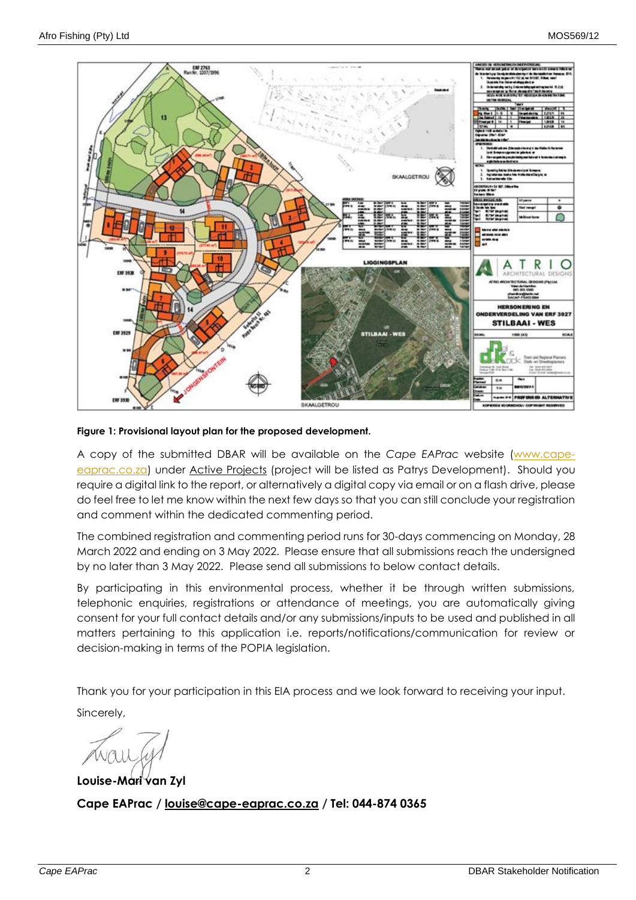**Figure 1: Provisional layout plan for the proposed development.**

A copy of the submitted DBAR will be available on the *Cape EAPrac* website (www.cape-eaprac.co.za) under Active Projects (project will be listed as Patrys Development). Should you require a digital link to the report, or alternatively a digital copy via email or on a flash drive, please do feel free to let me know within the next few days so that you can still conclude your registration and comment within the dedicated commenting period.

The combined registration and commenting period runs for 30-days commencing on Monday, 28 March 2022 and ending on 3 May 2022. Please ensure that all submissions reach the undersigned by no later than 3 May 2022. Please send all submissions to below contact details.

By participating in this environmental process, whether it be through written submissions, telephonic enquiries, registrations or attendance of meetings, you are automatically giving consent for your full contact details and/or any submissions/inputs to be used and published in all matters pertaining to this application i.e. reports/notifications/communication for review or decision-making in terms of the POPIA legislation.

Thank you for your participation in this EIA process and we look forward to receiving your input.

Sincerely,

**Louise-Mari van Zyl**

**Cape EAPrac / louise@cape-eaprac.co.za / Tel: 044-874 0365**